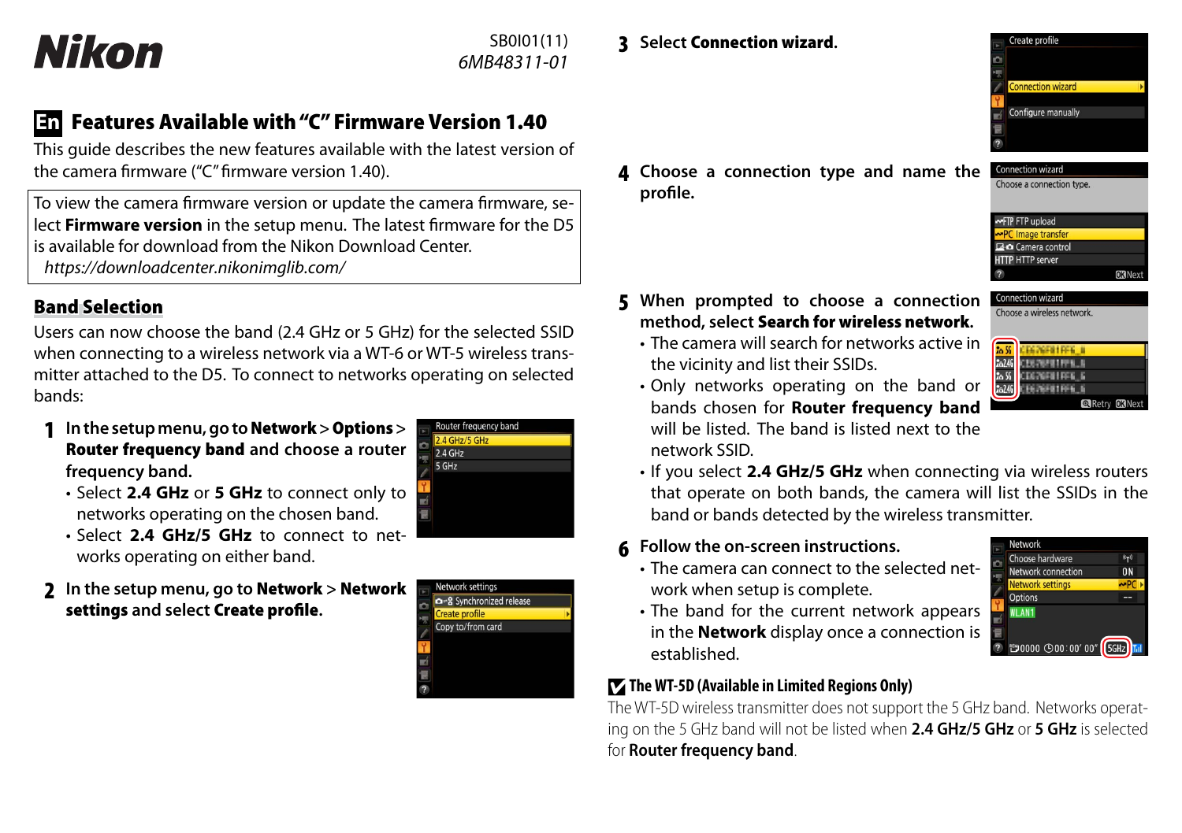# Nikon

SB0I01(11)
*6MB48311-01*

## En Features Available with "C" Firmware Version 1.40

This guide describes the new features available with the latest version of the camera firmware ("C" firmware version 1.40).

To view the camera firmware version or update the camera firmware, select **Firmware version** in the setup menu. The latest firmware for the D5 is available for download from the Nikon Download Center.
*https://downloadcenter.nikonimglib.com/*

### Band Selection

Users can now choose the band (2.4 GHz or 5 GHz) for the selected SSID when connecting to a wireless network via a WT-6 or WT-5 wireless transmitter attached to the D5. To connect to networks operating on selected bands:

1. **In the setup menu, go to Network > Options > Router frequency band and choose a router frequency band.**
   - Select **2.4 GHz** or **5 GHz** to connect only to networks operating on the chosen band.
   - Select **2.4 GHz/5 GHz** to connect to networks operating on either band.

2. **In the setup menu, go to Network > Network settings and select Create profile.**

3. **Select Connection wizard.**

4. **Choose a connection type and name the profile.**

5. **When prompted to choose a connection method, select Search for wireless network.**
   - The camera will search for networks active in the vicinity and list their SSIDs.
   - Only networks operating on the band or bands chosen for **Router frequency band** will be listed. The band is listed next to the network SSID.
   - If you select **2.4 GHz/5 GHz** when connecting via wireless routers that operate on both bands, the camera will list the SSIDs in the band or bands detected by the wireless transmitter.

6. **Follow the on-screen instructions.**
   - The camera can connect to the selected network when setup is complete.
   - The band for the current network appears in the **Network** display once a connection is established.

#### The WT-5D (Available in Limited Regions Only)

The WT-5D wireless transmitter does not support the 5 GHz band. Networks operating on the 5 GHz band will not be listed when **2.4 GHz/5 GHz** or **5 GHz** is selected for **Router frequency band**.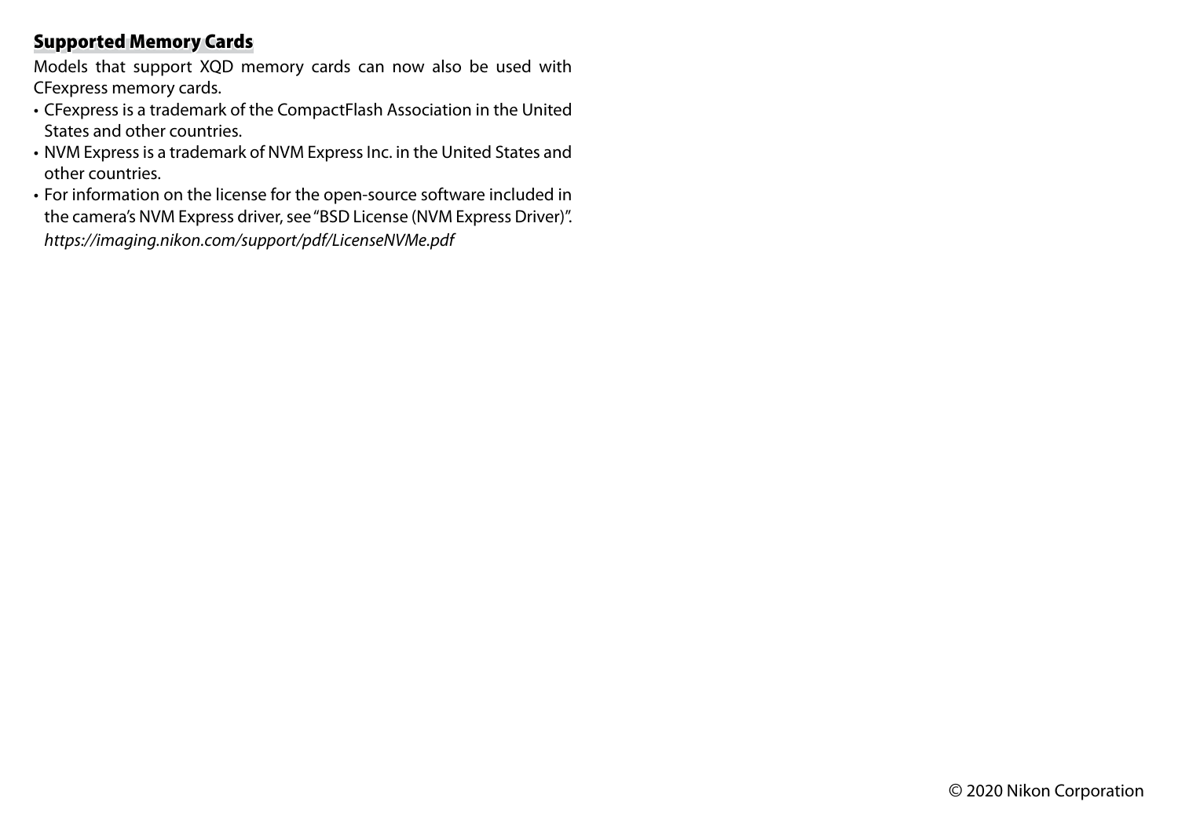## Supported Memory Cards

Models that support XQD memory cards can now also be used with CFexpress memory cards.

- CFexpress is a trademark of the CompactFlash Association in the United States and other countries.
- NVM Express is a trademark of NVM Express Inc. in the United States and other countries.
- For information on the license for the open-source software included in the camera's NVM Express driver, see "BSD License (NVM Express Driver)".
  *https://imaging.nikon.com/support/pdf/LicenseNVMe.pdf*

© 2020 Nikon Corporation